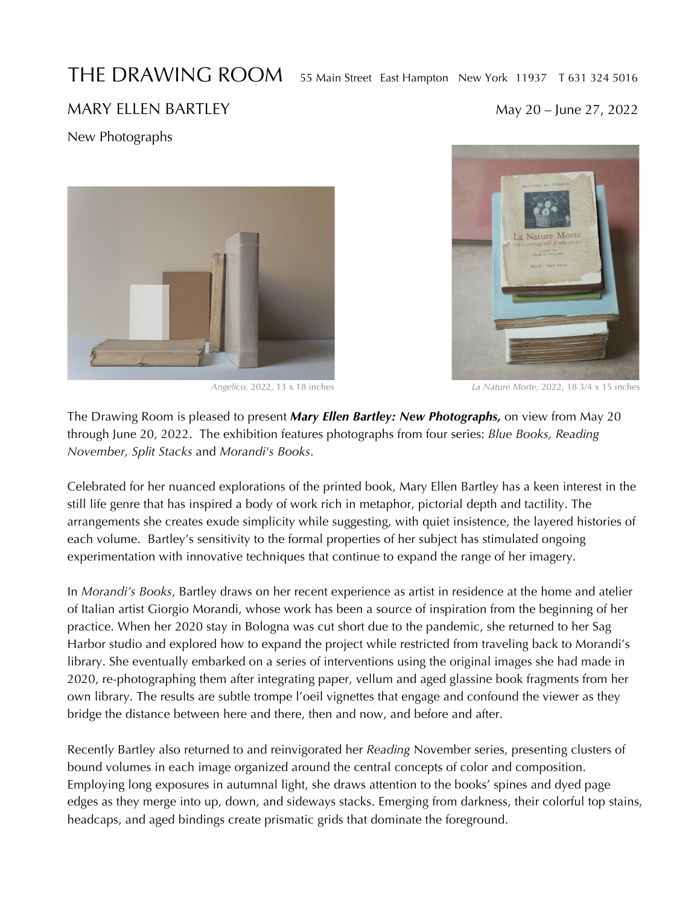# THE DRAWING ROOM

55 Main Street East Hampton New York 11937 T 631 324 5016

## MARY ELLEN BARTLEY

May 20 – June 27, 2022

New Photographs

*Angelico*, 2022, 13 x 18 inches

*La Nature Morte*, 2022, 18 3/4 x 15 inches

The Drawing Room is pleased to present ***Mary Ellen Bartley: New Photographs,*** on view from May 20 through June 20, 2022. The exhibition features photographs from four series: *Blue Books, Reading November, Split Stacks* and *Morandi's Books*.

Celebrated for her nuanced explorations of the printed book, Mary Ellen Bartley has a keen interest in the still life genre that has inspired a body of work rich in metaphor, pictorial depth and tactility. The arrangements she creates exude simplicity while suggesting, with quiet insistence, the layered histories of each volume. Bartley's sensitivity to the formal properties of her subject has stimulated ongoing experimentation with innovative techniques that continue to expand the range of her imagery.

In *Morandi's Books*, Bartley draws on her recent experience as artist in residence at the home and atelier of Italian artist Giorgio Morandi, whose work has been a source of inspiration from the beginning of her practice. When her 2020 stay in Bologna was cut short due to the pandemic, she returned to her Sag Harbor studio and explored how to expand the project while restricted from traveling back to Morandi's library. She eventually embarked on a series of interventions using the original images she had made in 2020, re-photographing them after integrating paper, vellum and aged glassine book fragments from her own library. The results are subtle trompe l'oeil vignettes that engage and confound the viewer as they bridge the distance between here and there, then and now, and before and after.

Recently Bartley also returned to and reinvigorated her *Reading* November series, presenting clusters of bound volumes in each image organized around the central concepts of color and composition. Employing long exposures in autumnal light, she draws attention to the books' spines and dyed page edges as they merge into up, down, and sideways stacks. Emerging from darkness, their colorful top stains, headcaps, and aged bindings create prismatic grids that dominate the foreground.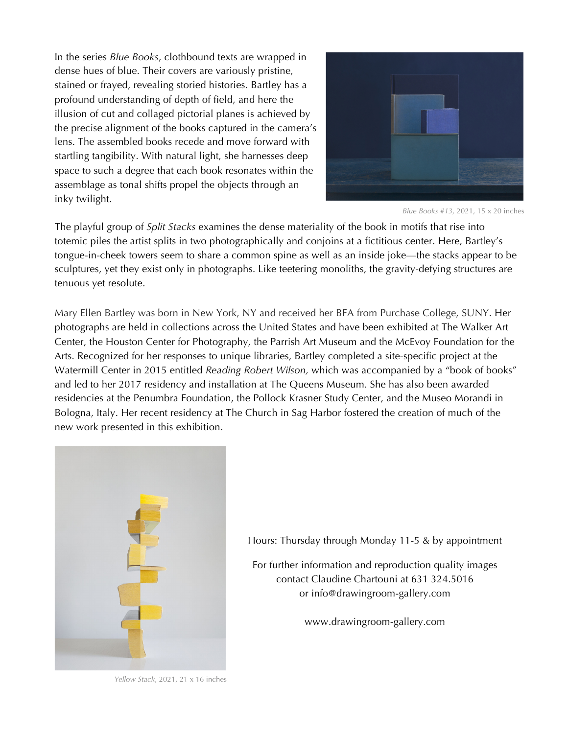In the series *Blue Books*, clothbound texts are wrapped in dense hues of blue. Their covers are variously pristine, stained or frayed, revealing storied histories. Bartley has a profound understanding of depth of field, and here the illusion of cut and collaged pictorial planes is achieved by the precise alignment of the books captured in the camera's lens. The assembled books recede and move forward with startling tangibility. With natural light, she harnesses deep space to such a degree that each book resonates within the assemblage as tonal shifts propel the objects through an inky twilight.

*Blue Books #13*, 2021, 15 x 20 inches

The playful group of *Split Stacks* examines the dense materiality of the book in motifs that rise into totemic piles the artist splits in two photographically and conjoins at a fictitious center. Here, Bartley's tongue-in-cheek towers seem to share a common spine as well as an inside joke—the stacks appear to be sculptures, yet they exist only in photographs. Like teetering monoliths, the gravity-defying structures are tenuous yet resolute.

Mary Ellen Bartley was born in New York, NY and received her BFA from Purchase College, SUNY. Her photographs are held in collections across the United States and have been exhibited at The Walker Art Center, the Houston Center for Photography, the Parrish Art Museum and the McEvoy Foundation for the Arts. Recognized for her responses to unique libraries, Bartley completed a site-specific project at the Watermill Center in 2015 entitled *Reading Robert Wilson,* which was accompanied by a "book of books" and led to her 2017 residency and installation at The Queens Museum. She has also been awarded residencies at the Penumbra Foundation, the Pollock Krasner Study Center, and the Museo Morandi in Bologna, Italy. Her recent residency at The Church in Sag Harbor fostered the creation of much of the new work presented in this exhibition.

*Yellow Stack*, 2021, 21 x 16 inches

Hours: Thursday through Monday 11-5 & by appointment

For further information and reproduction quality images contact Claudine Chartouni at 631 324.5016 or info@drawingroom-gallery.com

www.drawingroom-gallery.com